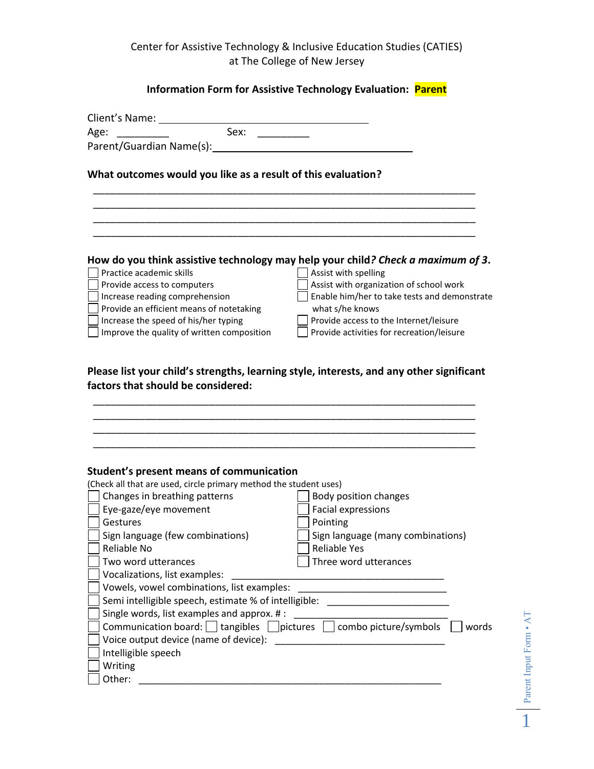Center for Assistive Technology & Inclusive Education Studies (CATIES)
at The College of New Jersey

**Information Form for Assistive Technology Evaluation: Parent**

Client's Name: ______________________________

Age: _________ Sex: _________

Parent/Guardian Name(s): ______________________________

**What outcomes would you like as a result of this evaluation?**

_______________________________________________________________________
_______________________________________________________________________
_______________________________________________________________________
_______________________________________________________________________

**How do you think assistive technology may help your child*? Check a maximum of 3*.**

- ☐ Practice academic skills
- ☐ Provide access to computers
- ☐ Increase reading comprehension
- ☐ Provide an efficient means of notetaking
- ☐ Increase the speed of his/her typing
- ☐ Improve the quality of written composition
- ☐ Assist with spelling
- ☐ Assist with organization of school work
- ☐ Enable him/her to take tests and demonstrate what s/he knows
- ☐ Provide access to the Internet/leisure
- ☐ Provide activities for recreation/leisure

**Please list your child's strengths, learning style, interests, and any other significant factors that should be considered:**

_______________________________________________________________________
_______________________________________________________________________
_______________________________________________________________________
_______________________________________________________________________

**Student's present means of communication**

(Check all that are used, circle primary method the student uses)

- ☐ Changes in breathing patterns
- ☐ Eye-gaze/eye movement
- ☐ Gestures
- ☐ Sign language (few combinations)
- ☐ Reliable No
- ☐ Two word utterances
- ☐ Body position changes
- ☐ Facial expressions
- ☐ Pointing
- ☐ Sign language (many combinations)
- ☐ Reliable Yes
- ☐ Three word utterances
- ☐ Vocalizations, list examples: ______________________________
- ☐ Vowels, vowel combinations, list examples: ______________________________
- ☐ Semi intelligible speech, estimate % of intelligible: ______________________________
- ☐ Single words, list examples and approx. # : ______________________________
- ☐ Communication board: ☐ tangibles ☐ pictures ☐ combo picture/symbols ☐ words
- ☐ Voice output device (name of device): ______________________________
- ☐ Intelligible speech
- ☐ Writing
- ☐ Other: ______________________________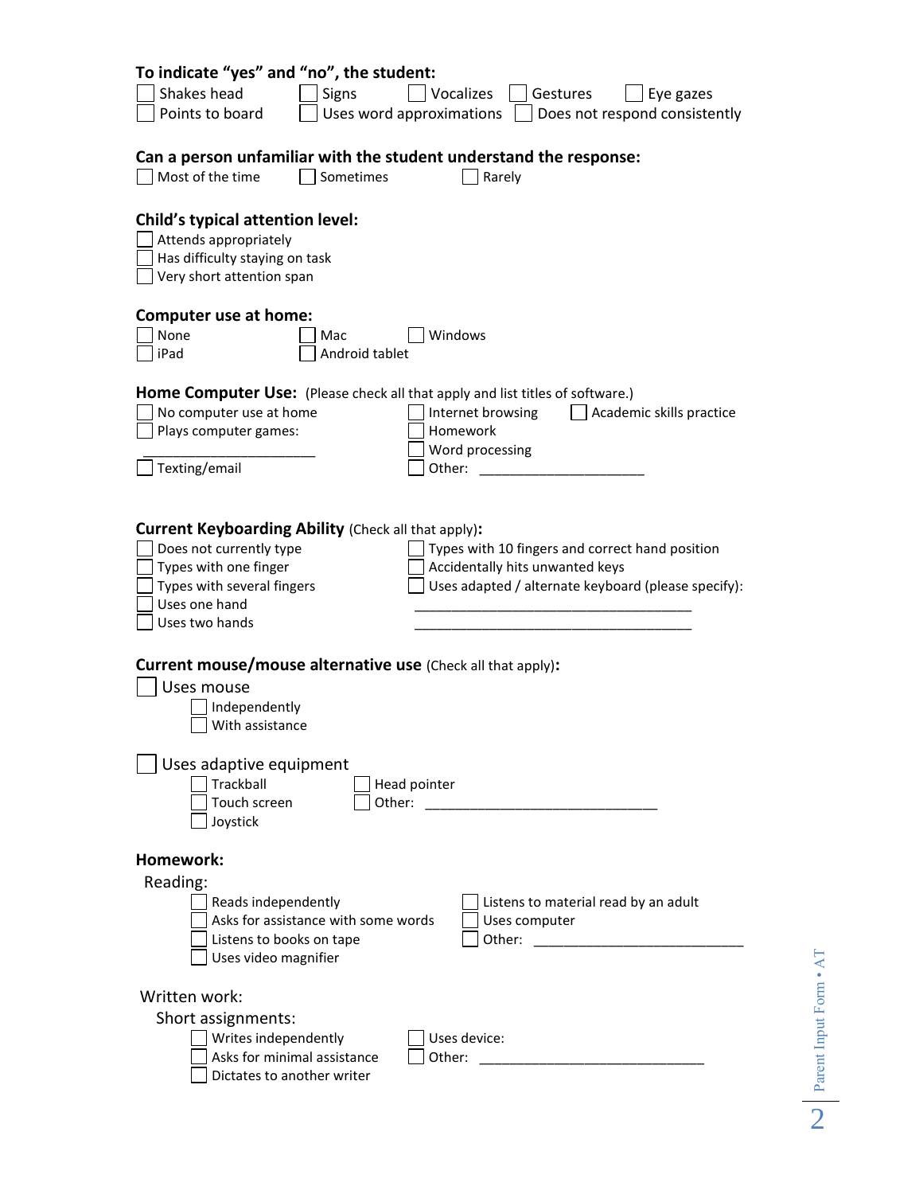**To indicate "yes" and "no", the student:**

- ☐ Shakes head
- ☐ Signs
- ☐ Vocalizes
- ☐ Gestures
- ☐ Eye gazes
- ☐ Points to board
- ☐ Uses word approximations
- ☐ Does not respond consistently

**Can a person unfamiliar with the student understand the response:**

- ☐ Most of the time
- ☐ Sometimes
- ☐ Rarely

**Child's typical attention level:**

- ☐ Attends appropriately
- ☐ Has difficulty staying on task
- ☐ Very short attention span

**Computer use at home:**

- ☐ None
- ☐ Mac
- ☐ Windows
- ☐ iPad
- ☐ Android tablet

**Home Computer Use:** (Please check all that apply and list titles of software.)

- ☐ No computer use at home
- ☐ Plays computer games: ______________________
- ☐ Texting/email
- ☐ Internet browsing
- ☐ Homework
- ☐ Word processing
- ☐ Other: ______________________
- ☐ Academic skills practice

**Current Keyboarding Ability** (Check all that apply)**:**

- ☐ Does not currently type
- ☐ Types with one finger
- ☐ Types with several fingers
- ☐ Uses one hand
- ☐ Uses two hands
- ☐ Types with 10 fingers and correct hand position
- ☐ Accidentally hits unwanted keys
- ☐ Uses adapted / alternate keyboard (please specify): ______________________________________ ______________________________________

**Current mouse/mouse alternative use** (Check all that apply)**:**

- ☐ Uses mouse
  - ☐ Independently
  - ☐ With assistance
- ☐ Uses adaptive equipment
  - ☐ Trackball
  - ☐ Touch screen
  - ☐ Joystick
  - ☐ Head pointer
  - ☐ Other: ________________________________

**Homework:**

Reading:

- ☐ Reads independently
- ☐ Asks for assistance with some words
- ☐ Listens to books on tape
- ☐ Uses video magnifier
- ☐ Listens to material read by an adult
- ☐ Uses computer
- ☐ Other: ____________________________

Written work:

Short assignments:

- ☐ Writes independently
- ☐ Asks for minimal assistance
- ☐ Dictates to another writer
- ☐ Uses device:
- ☐ Other: ______________________________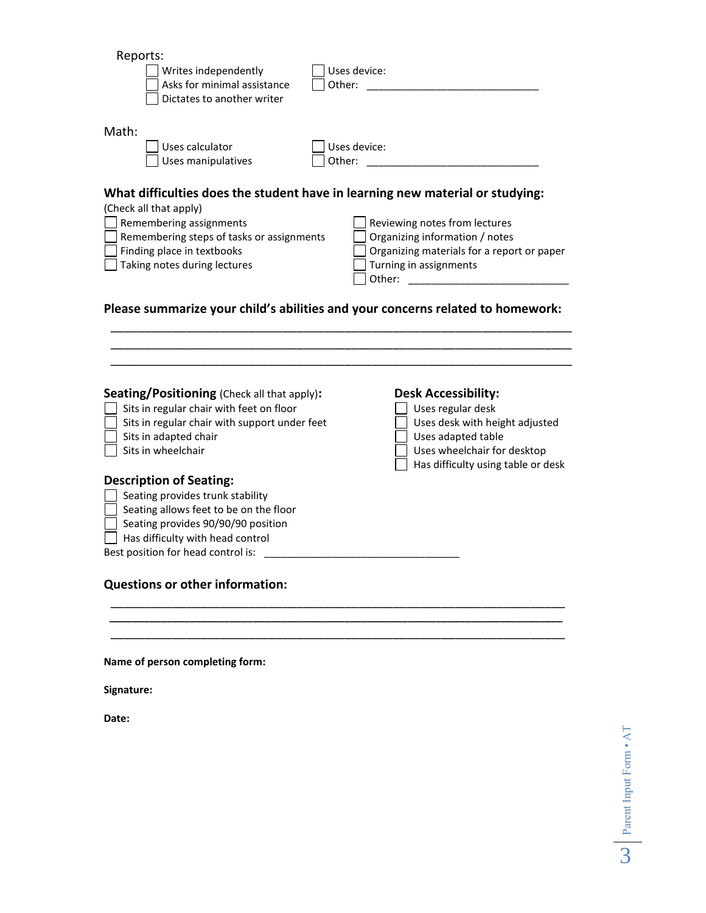Reports:

- ☐ Writes independently
- ☐ Asks for minimal assistance
- ☐ Dictates to another writer
- ☐ Uses device:
- ☐ Other: ______________________________

Math:

- ☐ Uses calculator
- ☐ Uses manipulatives
- ☐ Uses device:
- ☐ Other: ______________________________

### What difficulties does the student have in learning new material or studying:

(Check all that apply)

- ☐ Remembering assignments
- ☐ Remembering steps of tasks or assignments
- ☐ Finding place in textbooks
- ☐ Taking notes during lectures
- ☐ Reviewing notes from lectures
- ☐ Organizing information / notes
- ☐ Organizing materials for a report or paper
- ☐ Turning in assignments
- ☐ Other: ____________________________

### Please summarize your child's abilities and your concerns related to homework:

_______________________________________________________________________________

_______________________________________________________________________________

_______________________________________________________________________________

### Seating/Positioning (Check all that apply):

- ☐ Sits in regular chair with feet on floor
- ☐ Sits in regular chair with support under feet
- ☐ Sits in adapted chair
- ☐ Sits in wheelchair

### Desk Accessibility:

- ☐ Uses regular desk
- ☐ Uses desk with height adjusted
- ☐ Uses adapted table
- ☐ Uses wheelchair for desktop
- ☐ Has difficulty using table or desk

### Description of Seating:

- ☐ Seating provides trunk stability
- ☐ Seating allows feet to be on the floor
- ☐ Seating provides 90/90/90 position
- ☐ Has difficulty with head control

Best position for head control is: ___________________________________

### Questions or other information:

_______________________________________________________________________________

_______________________________________________________________________________

_______________________________________________________________________________

**Name of person completing form:**

**Signature:**

**Date:**